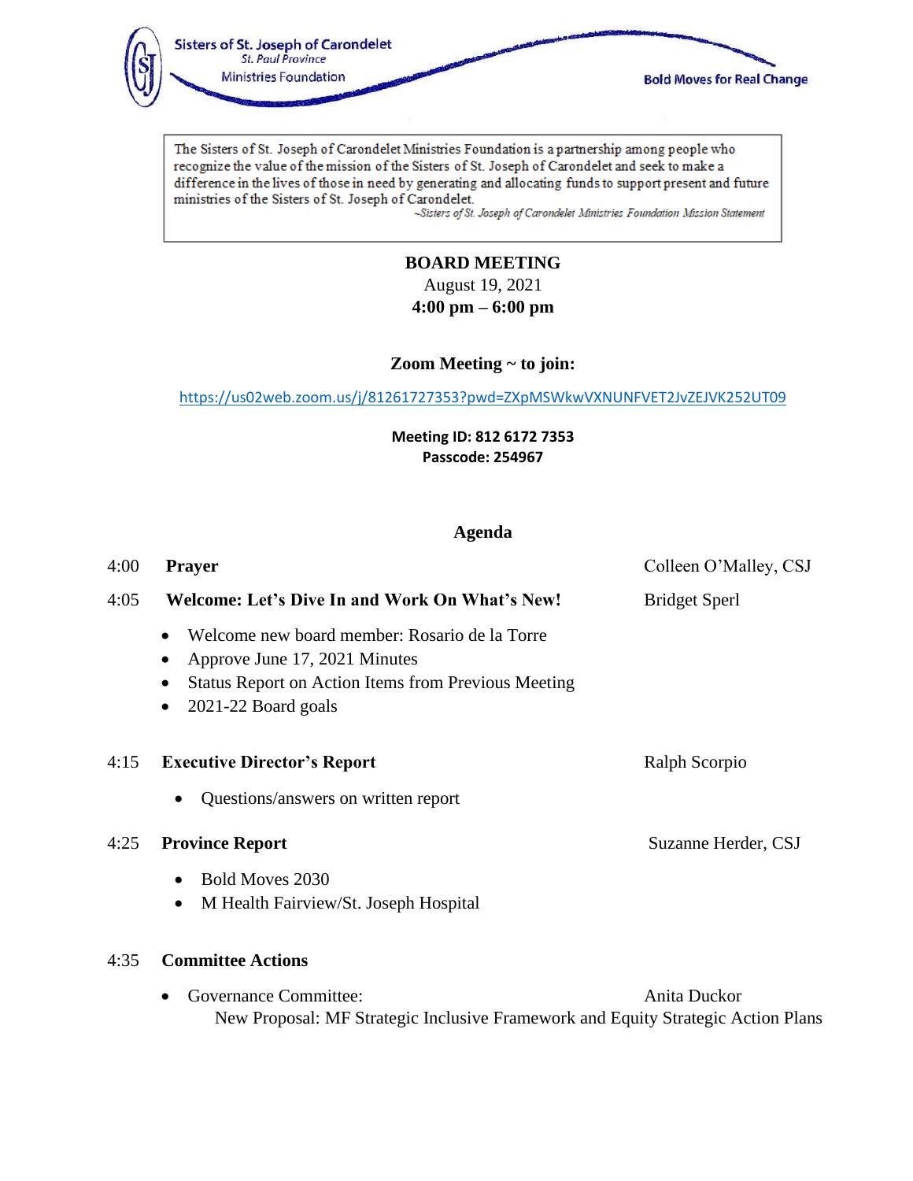Sisters of St. Joseph of Carondelet
St. Paul Province
Ministries Foundation

Bold Moves for Real Change

> The Sisters of St. Joseph of Carondelet Ministries Foundation is a partnership among people who recognize the value of the mission of the Sisters of St. Joseph of Carondelet and seek to make a difference in the lives of those in need by generating and allocating funds to support present and future ministries of the Sisters of St. Joseph of Carondelet.
>
> ~*Sisters of St. Joseph of Carondelet Ministries Foundation Mission Statement*

**BOARD MEETING**
August 19, 2021
**4:00 pm – 6:00 pm**

**Zoom Meeting ~ to join:**

https://us02web.zoom.us/j/81261727353?pwd=ZXpMSWkwVXNUNFVET2JvZEJVK252UT09

**Meeting ID: 812 6172 7353**
**Passcode: 254967**

**Agenda**

4:00 **Prayer** — Colleen O'Malley, CSJ

4:05 **Welcome: Let's Dive In and Work On What's New!** — Bridget Sperl

- Welcome new board member: Rosario de la Torre
- Approve June 17, 2021 Minutes
- Status Report on Action Items from Previous Meeting
- 2021-22 Board goals

4:15 **Executive Director's Report** — Ralph Scorpio

- Questions/answers on written report

4:25 **Province Report** — Suzanne Herder, CSJ

- Bold Moves 2030
- M Health Fairview/St. Joseph Hospital

4:35 **Committee Actions**

- Governance Committee: — Anita Duckor
  New Proposal: MF Strategic Inclusive Framework and Equity Strategic Action Plans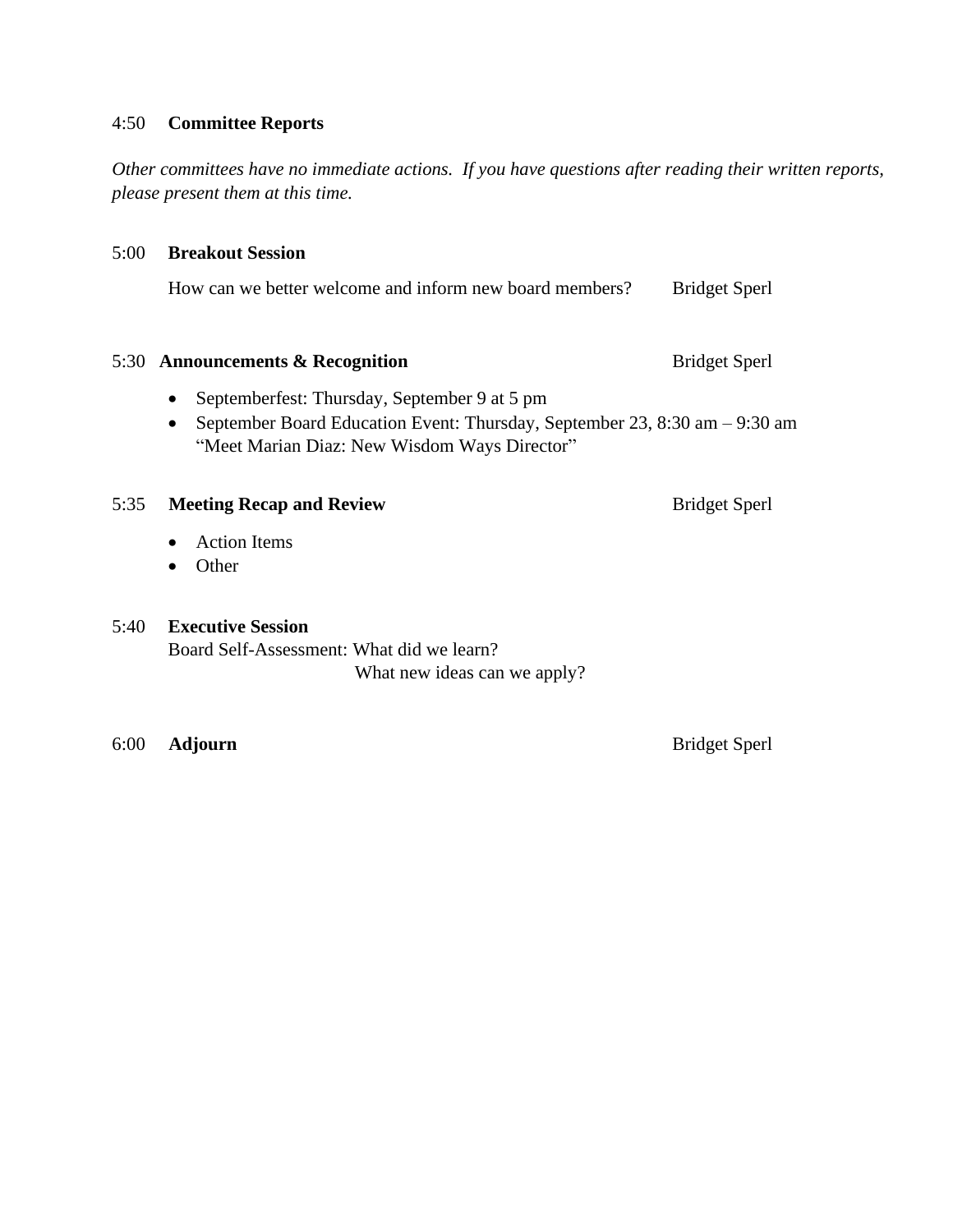4:50 **Committee Reports**

*Other committees have no immediate actions. If you have questions after reading their written reports, please present them at this time.*

5:00 **Breakout Session**

How can we better welcome and inform new board members? Bridget Sperl

5:30 **Announcements & Recognition** Bridget Sperl

- Septemberfest: Thursday, September 9 at 5 pm
- September Board Education Event: Thursday, September 23, 8:30 am – 9:30 am "Meet Marian Diaz: New Wisdom Ways Director"

5:35 **Meeting Recap and Review** Bridget Sperl

- Action Items
- Other

5:40 **Executive Session**

Board Self-Assessment: What did we learn?
What new ideas can we apply?

6:00 **Adjourn** Bridget Sperl